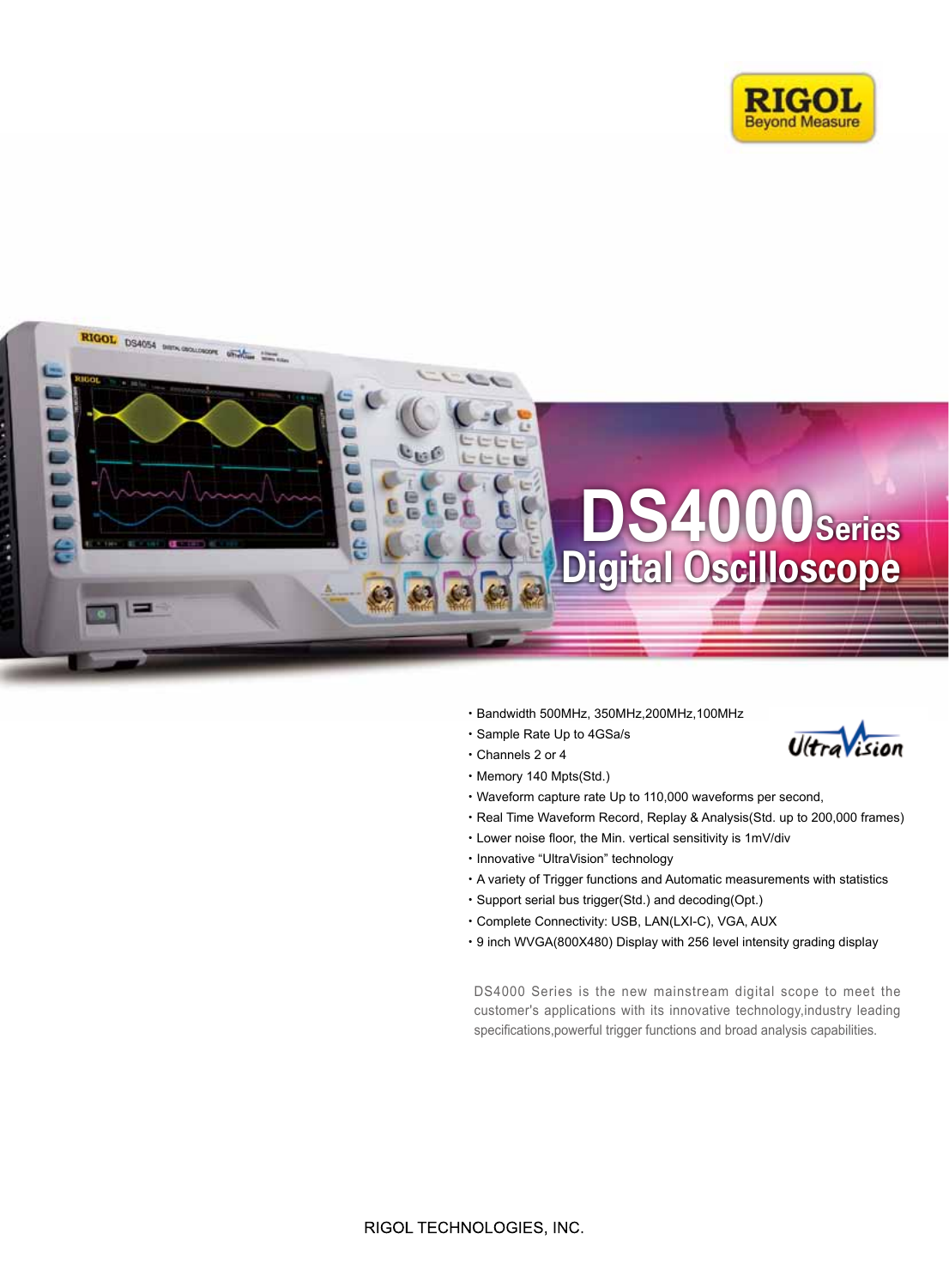RIGOL
Beyond Measure

# DS4000 Series
# Digital Oscilloscope

UltraVision

- Bandwidth 500MHz, 350MHz,200MHz,100MHz
- Sample Rate Up to 4GSa/s
- Channels 2 or 4
- Memory 140 Mpts(Std.)
- Waveform capture rate Up to 110,000 waveforms per second,
- Real Time Waveform Record, Replay & Analysis(Std. up to 200,000 frames)
- Lower noise floor, the Min. vertical sensitivity is 1mV/div
- Innovative "UltraVision" technology
- A variety of Trigger functions and Automatic measurements with statistics
- Support serial bus trigger(Std.) and decoding(Opt.)
- Complete Connectivity: USB, LAN(LXI-C), VGA, AUX
- 9 inch WVGA(800X480) Display with 256 level intensity grading display

DS4000 Series is the new mainstream digital scope to meet the customer's applications with its innovative technology,industry leading specifications,powerful trigger functions and broad analysis capabilities.

RIGOL TECHNOLOGIES, INC.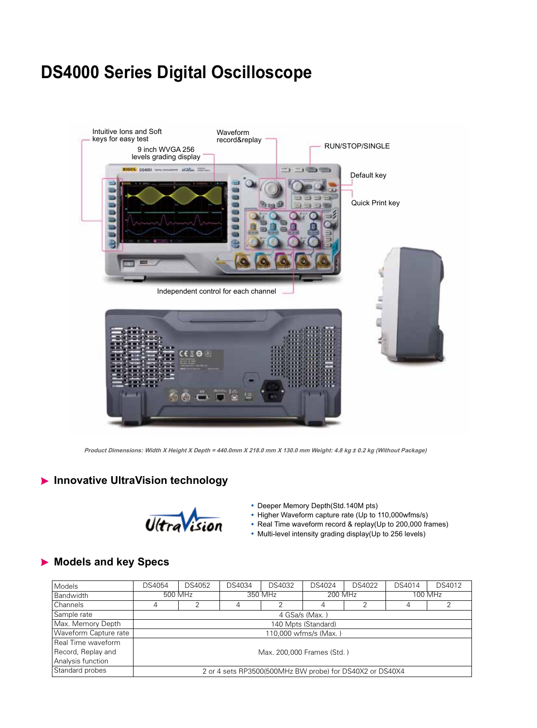# DS4000 Series Digital Oscilloscope

Intuitive Ions and Soft keys for easy test

9 inch WVGA 256 levels grading display

Waveform record&replay

RUN/STOP/SINGLE

Default key

Quick Print key

Independent control for each channel

*Product Dimensions: Width X Height X Depth = 440.0mm X 218.0 mm X 130.0 mm Weight: 4.8 kg ± 0.2 kg (Without Package)*

## Innovative UltraVision technology

UltraVision

- Deeper Memory Depth(Std.140M pts)
- Higher Waveform capture rate (Up to 110,000wfms/s)
- Real Time waveform record & replay(Up to 200,000 frames)
- Multi-level intensity grading display(Up to 256 levels)

## Models and key Specs

| Models | DS4054 | DS4052 | DS4034 | DS4032 | DS4024 | DS4022 | DS4014 | DS4012 |
|---|---|---|---|---|---|---|---|---|
| Bandwidth | 500 MHz | | 350 MHz | | 200 MHz | | 100 MHz | |
| Channels | 4 | 2 | 4 | 2 | 4 | 2 | 4 | 2 |
| Sample rate | 4 GSa/s (Max. ) | | | | | | | |
| Max. Memory Depth | 140 Mpts (Standard) | | | | | | | |
| Waveform Capture rate | 110,000 wfms/s (Max. ) | | | | | | | |
| Real Time waveform Record, Replay and Analysis function | Max. 200,000 Frames (Std. ) | | | | | | | |
| Standard probes | 2 or 4 sets RP3500(500MHz BW probe) for DS40X2 or DS40X4 | | | | | | | |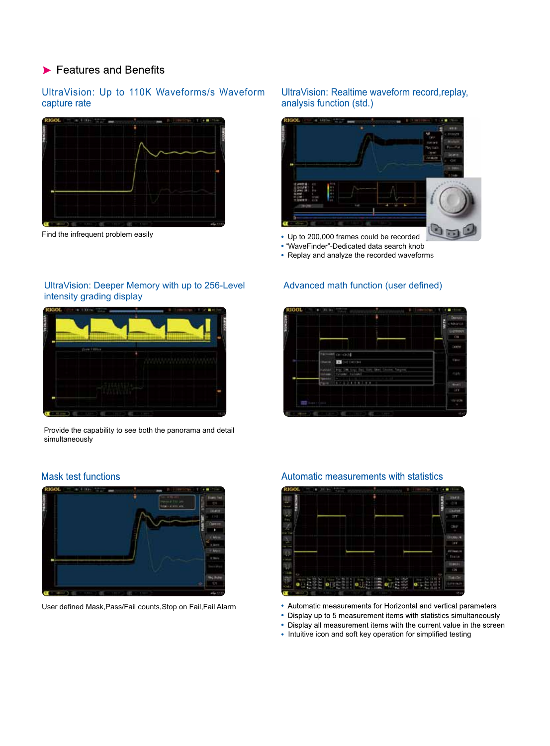## Features and Benefits

### UltraVision: Up to 110K Waveforms/s Waveform capture rate

Find the infrequent problem easily

### UltraVision: Realtime waveform record,replay, analysis function (std.)

- Up to 200,000 frames could be recorded
- "WaveFinder"-Dedicated data search knob
- Replay and analyze the recorded waveforms

### UltraVision: Deeper Memory with up to 256-Level intensity grading display

Provide the capability to see both the panorama and detail simultaneously

### Advanced math function (user defined)

### Mask test functions

User defined Mask,Pass/Fail counts,Stop on Fail,Fail Alarm

### Automatic measurements with statistics

- Automatic measurements for Horizontal and vertical parameters
- Display up to 5 measurement items with statistics simultaneously
- Display all measurement items with the current value in the screen
- Intuitive icon and soft key operation for simplified testing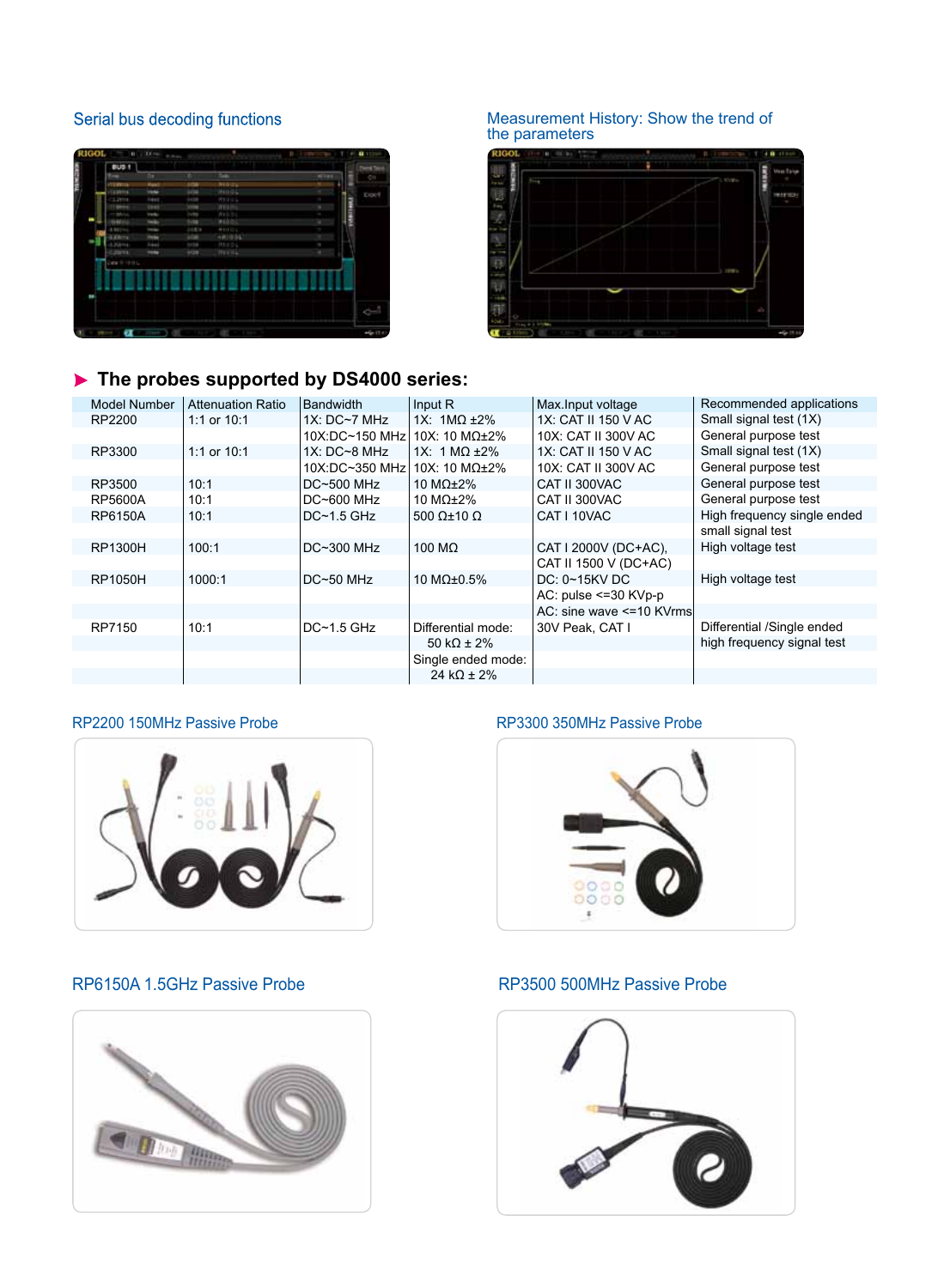Serial bus decoding functions

Measurement History: Show the trend of the parameters

## ▶ The probes supported by DS4000 series:

| Model Number | Attenuation Ratio | Bandwidth | Input R | Max.Input voltage | Recommended applications |
|---|---|---|---|---|---|
| RP2200 | 1:1 or 10:1 | 1X: DC~7 MHz | 1X: 1MΩ ±2% | 1X: CAT II 150 V AC | Small signal test (1X) |
| | | 10X:DC~150 MHz | 10X: 10 MΩ±2% | 10X: CAT II 300V AC | General purpose test |
| RP3300 | 1:1 or 10:1 | 1X: DC~8 MHz | 1X: 1 MΩ ±2% | 1X: CAT II 150 V AC | Small signal test (1X) |
| | | 10X:DC~350 MHz | 10X: 10 MΩ±2% | 10X: CAT II 300V AC | General purpose test |
| RP3500 | 10:1 | DC~500 MHz | 10 MΩ±2% | CAT II 300VAC | General purpose test |
| RP5600A | 10:1 | DC~600 MHz | 10 MΩ±2% | CAT II 300VAC | General purpose test |
| RP6150A | 10:1 | DC~1.5 GHz | 500 Ω±10 Ω | CAT I 10VAC | High frequency single ended small signal test |
| RP1300H | 100:1 | DC~300 MHz | 100 MΩ | CAT I 2000V (DC+AC), CAT II 1500 V (DC+AC) | High voltage test |
| RP1050H | 1000:1 | DC~50 MHz | 10 MΩ±0.5% | DC: 0~15KV DC<br>AC: pulse <=30 KVp-p<br>AC: sine wave <=10 KVrms | High voltage test |
| RP7150 | 10:1 | DC~1.5 GHz | Differential mode: 50 kΩ ± 2%<br>Single ended mode: 24 kΩ ± 2% | 30V Peak, CAT I | Differential /Single ended high frequency signal test |

RP2200 150MHz Passive Probe

RP3300 350MHz Passive Probe

RP6150A 1.5GHz Passive Probe

RP3500 500MHz Passive Probe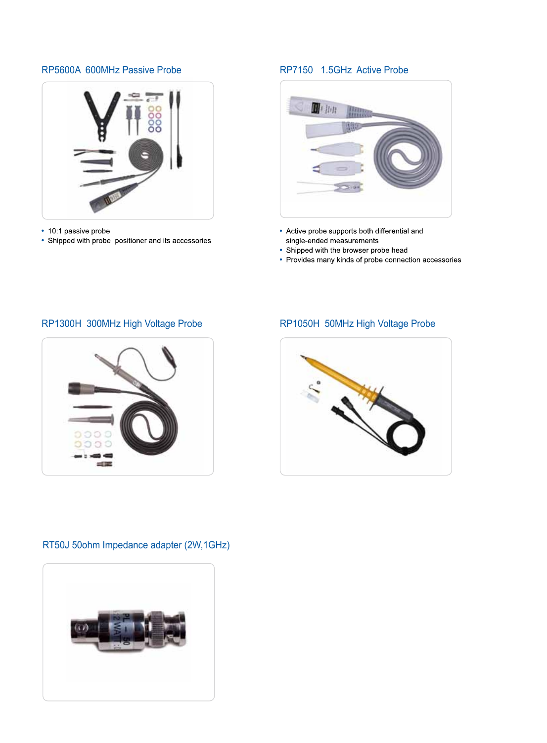## RP5600A 600MHz Passive Probe

- 10:1 passive probe
- Shipped with probe positioner and its accessories

## RP7150 1.5GHz Active Probe

- Active probe supports both differential and single-ended measurements
- Shipped with the browser probe head
- Provides many kinds of probe connection accessories

## RP1300H 300MHz High Voltage Probe

## RP1050H 50MHz High Voltage Probe

## RT50J 50ohm Impedance adapter (2W,1GHz)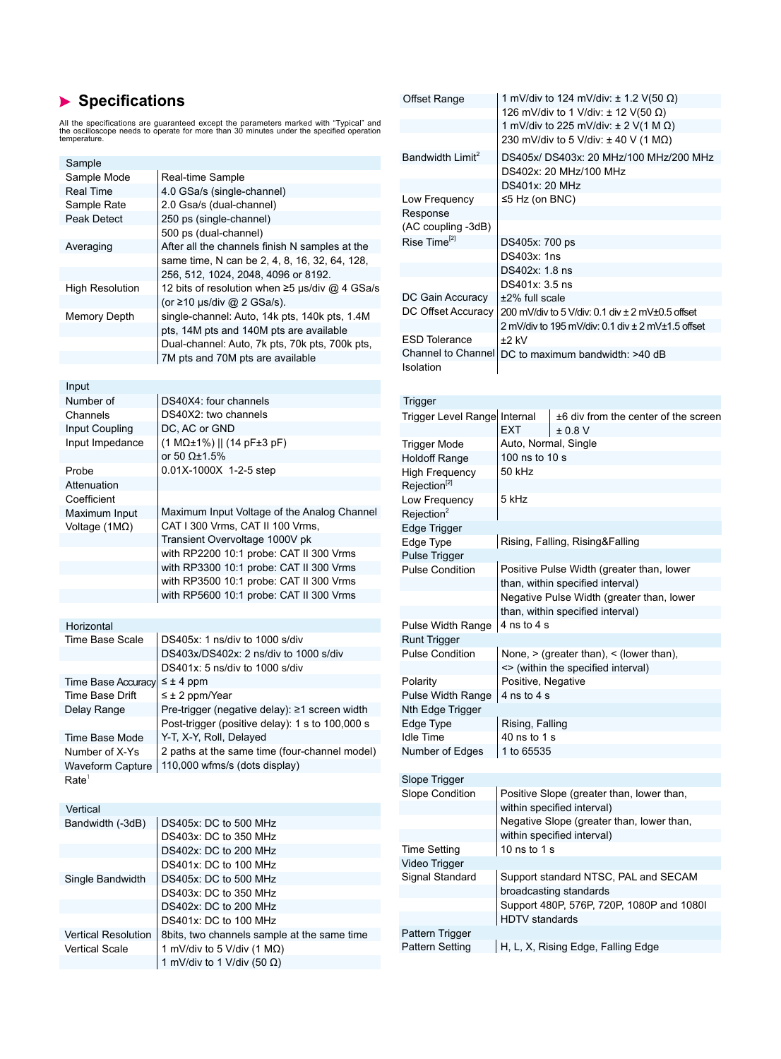## Specifications

All the specifications are guaranteed except the parameters marked with "Typical" and the oscilloscope needs to operate for more than 30 minutes under the specified operation temperature.

| Sample | |
|---|---|
| Sample Mode | Real-time Sample |
| Real Time Sample Rate | 4.0 GSa/s (single-channel) 2.0 Gsa/s (dual-channel) |
| Peak Detect | 250 ps (single-channel) 500 ps (dual-channel) |
| Averaging | After all the channels finish N samples at the same time, N can be 2, 4, 8, 16, 32, 64, 128, 256, 512, 1024, 2048, 4096 or 8192. |
| High Resolution | 12 bits of resolution when ≥5 μs/div @ 4 GSa/s (or ≥10 μs/div @ 2 GSa/s). |
| Memory Depth | single-channel: Auto, 14k pts, 140k pts, 1.4M pts, 14M pts and 140M pts are available Dual-channel: Auto, 7k pts, 70k pts, 700k pts, 7M pts and 70M pts are available |

| Input | |
|---|---|
| Number of Channels | DS40X4: four channels DS40X2: two channels |
| Input Coupling | DC, AC or GND |
| Input Impedance | (1 MΩ±1%) \|\| (14 pF±3 pF) or 50 Ω±1.5% |
| Probe Attenuation Coefficient | 0.01X-1000X 1-2-5 step |
| Maximum Input Voltage (1MΩ) | Maximum Input Voltage of the Analog Channel CAT I 300 Vrms, CAT II 100 Vrms, Transient Overvoltage 1000V pk with RP2200 10:1 probe: CAT II 300 Vrms with RP3300 10:1 probe: CAT II 300 Vrms with RP3500 10:1 probe: CAT II 300 Vrms with RP5600 10:1 probe: CAT II 300 Vrms |

| Horizontal | |
|---|---|
| Time Base Scale | DS405x: 1 ns/div to 1000 s/div DS403x/DS402x: 2 ns/div to 1000 s/div DS401x: 5 ns/div to 1000 s/div |
| Time Base Accuracy | ≤ ± 4 ppm |
| Time Base Drift | ≤ ± 2 ppm/Year |
| Delay Range | Pre-trigger (negative delay): ≥1 screen width Post-trigger (positive delay): 1 s to 100,000 s |
| Time Base Mode | Y-T, X-Y, Roll, Delayed |
| Number of X-Ys | 2 paths at the same time (four-channel model) |
| Waveform Capture Rate[1] | 110,000 wfms/s (dots display) |

| Vertical | |
|---|---|
| Bandwidth (-3dB) | DS405x: DC to 500 MHz DS403x: DC to 350 MHz DS402x: DC to 200 MHz DS401x: DC to 100 MHz |
| Single Bandwidth | DS405x: DC to 500 MHz DS403x: DC to 350 MHz DS402x: DC to 200 MHz DS401x: DC to 100 MHz |
| Vertical Resolution | 8bits, two channels sample at the same time |
| Vertical Scale | 1 mV/div to 5 V/div (1 MΩ) 1 mV/div to 1 V/div (50 Ω) |
| Offset Range | 1 mV/div to 124 mV/div: ± 1.2 V(50 Ω) 126 mV/div to 1 V/div: ± 12 V(50 Ω) 1 mV/div to 225 mV/div: ± 2 V(1 M Ω) 230 mV/div to 5 V/div: ± 40 V (1 MΩ) |
| Bandwidth Limit[2] | DS405x/ DS403x: 20 MHz/100 MHz/200 MHz DS402x: 20 MHz/100 MHz DS401x: 20 MHz |
| Low Frequency Response (AC coupling -3dB) | ≤5 Hz (on BNC) |
| Rise Time[2] | DS405x: 700 ps DS403x: 1ns DS402x: 1.8 ns DS401x: 3.5 ns |
| DC Gain Accuracy | ±2% full scale |
| DC Offset Accuracy | 200 mV/div to 5 V/div: 0.1 div ± 2 mV±0.5 offset 2 mV/div to 195 mV/div: 0.1 div ± 2 mV±1.5 offset |
| ESD Tolerance | ±2 kV |
| Channel to Channel Isolation | DC to maximum bandwidth: >40 dB |

| Trigger | | |
|---|---|---|
| Trigger Level Range | Internal | ±6 div from the center of the screen |
| | EXT | ± 0.8 V |
| Trigger Mode | Auto, Normal, Single | |
| Holdoff Range | 100 ns to 10 s | |
| High Frequency Rejection[2] | 50 kHz | |
| Low Frequency Rejection[2] | 5 kHz | |
| **Edge Trigger** | | |
| Edge Type | Rising, Falling, Rising&Falling | |
| **Pulse Trigger** | | |
| Pulse Condition | Positive Pulse Width (greater than, lower than, within specified interval) Negative Pulse Width (greater than, lower than, within specified interval) | |
| Pulse Width Range | 4 ns to 4 s | |
| **Runt Trigger** | | |
| Pulse Condition | None, > (greater than), < (lower than), <> (within the specified interval) | |
| Polarity | Positive, Negative | |
| Pulse Width Range | 4 ns to 4 s | |
| **Nth Edge Trigger** | | |
| Edge Type | Rising, Falling | |
| Idle Time | 40 ns to 1 s | |
| Number of Edges | 1 to 65535 | |

| Slope Trigger | |
|---|---|
| Slope Condition | Positive Slope (greater than, lower than, within specified interval) Negative Slope (greater than, lower than, within specified interval) |
| Time Setting | 10 ns to 1 s |
| **Video Trigger** | |
| Signal Standard | Support standard NTSC, PAL and SECAM broadcasting standards Support 480P, 576P, 720P, 1080P and 1080I HDTV standards |
| **Pattern Trigger** | |
| Pattern Setting | H, L, X, Rising Edge, Falling Edge |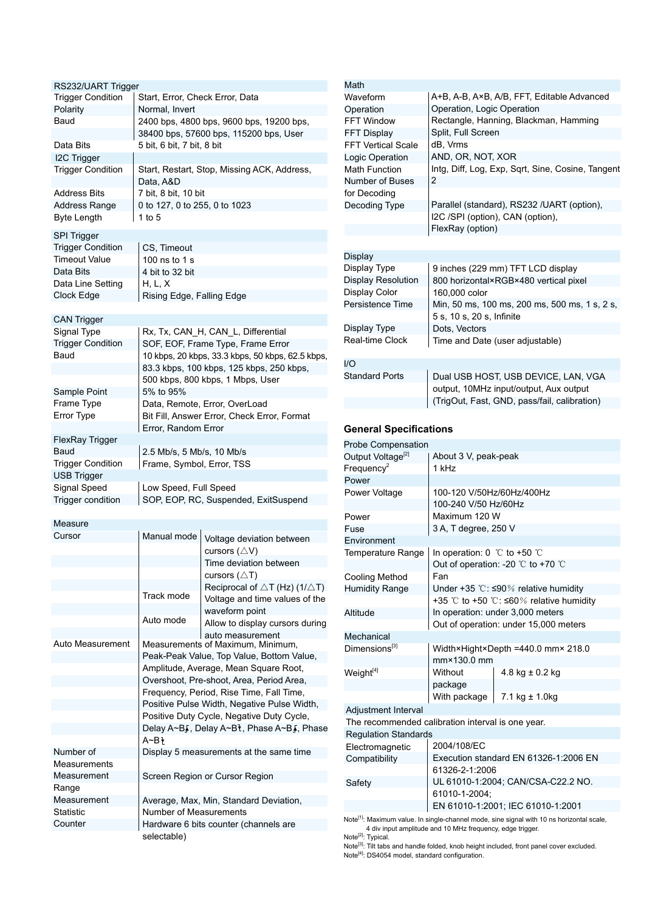| RS232/UART Trigger | |
|---|---|
| Trigger Condition | Start, Error, Check Error, Data |
| Polarity | Normal, Invert |
| Baud | 2400 bps, 4800 bps, 9600 bps, 19200 bps, 38400 bps, 57600 bps, 115200 bps, User |
| Data Bits | 5 bit, 6 bit, 7 bit, 8 bit |
| **I2C Trigger** | |
| Trigger Condition | Start, Restart, Stop, Missing ACK, Address, Data, A&D |
| Address Bits | 7 bit, 8 bit, 10 bit |
| Address Range | 0 to 127, 0 to 255, 0 to 1023 |
| Byte Length | 1 to 5 |

| SPI Trigger | |
|---|---|
| Trigger Condition | CS, Timeout |
| Timeout Value | 100 ns to 1 s |
| Data Bits | 4 bit to 32 bit |
| Data Line Setting | H, L, X |
| Clock Edge | Rising Edge, Falling Edge |

| CAN Trigger | |
|---|---|
| Signal Type | Rx, Tx, CAN_H, CAN_L, Differential |
| Trigger Condition | SOF, EOF, Frame Type, Frame Error |
| Baud | 10 kbps, 20 kbps, 33.3 kbps, 50 kbps, 62.5 kbps, 83.3 kbps, 100 kbps, 125 kbps, 250 kbps, 500 kbps, 800 kbps, 1 Mbps, User |
| Sample Point | 5% to 95% |
| Frame Type | Data, Remote, Error, OverLoad |
| Error Type | Bit Fill, Answer Error, Check Error, Format Error, Random Error |
| **FlexRay Trigger** | |
| Baud | 2.5 Mb/s, 5 Mb/s, 10 Mb/s |
| Trigger Condition | Frame, Symbol, Error, TSS |
| **USB Trigger** | |
| Signal Speed | Low Speed, Full Speed |
| Trigger condition | SOP, EOP, RC, Suspended, ExitSuspend |

| Measure | | |
|---|---|---|
| Cursor | Manual mode | Voltage deviation between cursors (△V) |
| | | Time deviation between cursors (△T) |
| | | Reciprocal of △T (Hz) (1/△T) |
| | Track mode | Voltage and time values of the waveform point |
| | Auto mode | Allow to display cursors during auto measurement |
| Auto Measurement | Measurements of Maximum, Minimum, Peak-Peak Value, Top Value, Bottom Value, Amplitude, Average, Mean Square Root, Overshoot, Pre-shoot, Area, Period Area, Frequency, Period, Rise Time, Fall Time, Positive Pulse Width, Negative Pulse Width, Positive Duty Cycle, Negative Duty Cycle, Delay A~B↗, Delay A~B↘, Phase A~B↗, Phase A~B↘ | |
| Number of Measurements | Display 5 measurements at the same time | |
| Measurement Range | Screen Region or Cursor Region | |
| Measurement Statistic | Average, Max, Min, Standard Deviation, Number of Measurements | |
| Counter | Hardware 6 bits counter (channels are selectable) | |

| Math | |
|---|---|
| Waveform Operation | A+B, A-B, A×B, A/B, FFT, Editable Advanced Operation, Logic Operation |
| FFT Window | Rectangle, Hanning, Blackman, Hamming |
| FFT Display | Split, Full Screen |
| FFT Vertical Scale | dB, Vrms |
| Logic Operation | AND, OR, NOT, XOR |
| Math Function | Intg, Diff, Log, Exp, Sqrt, Sine, Cosine, Tangent |
| Number of Buses for Decoding | 2 |
| Decoding Type | Parallel (standard), RS232 /UART (option), I2C /SPI (option), CAN (option), FlexRay (option) |

| Display | |
|---|---|
| Display Type | 9 inches (229 mm) TFT LCD display |
| Display Resolution | 800 horizontal×RGB×480 vertical pixel |
| Display Color | 160,000 color |
| Persistence Time | Min, 50 ms, 100 ms, 200 ms, 500 ms, 1 s, 2 s, 5 s, 10 s, 20 s, Infinite |
| Display Type | Dots, Vectors |
| Real-time Clock | Time and Date (user adjustable) |

| I/O | |
|---|---|
| Standard Ports | Dual USB HOST, USB DEVICE, LAN, VGA output, 10MHz input/output, Aux output (TrigOut, Fast, GND, pass/fail, calibration) |

## General Specifications

| Probe Compensation | | |
|---|---|---|
| Output Voltage[2] | About 3 V, peak-peak | |
| Frequency[2] | 1 kHz | |
| **Power** | | |
| Power Voltage | 100-120 V/50Hz/60Hz/400Hz | |
| | 100-240 V/50 Hz/60Hz | |
| Power | Maximum 120 W | |
| Fuse | 3 A, T degree, 250 V | |
| **Environment** | | |
| Temperature Range | In operation: 0 ℃ to +50 ℃ | |
| | Out of operation: -20 ℃ to +70 ℃ | |
| Cooling Method | Fan | |
| Humidity Range | Under +35 ℃: ≤90% relative humidity | |
| | +35 ℃ to +50 ℃: ≤60% relative humidity | |
| Altitude | In operation: under 3,000 meters | |
| | Out of operation: under 15,000 meters | |
| **Mechanical** | | |
| Dimensions[3] | Width×Hight×Depth =440.0 mm× 218.0 mm×130.0 mm | |
| Weight[4] | Without package | 4.8 kg ± 0.2 kg |
| | With package | 7.1 kg ± 1.0kg |
| **Adjustment Interval** | | |
| The recommended calibration interval is one year. | | |
| **Regulation Standards** | | |
| Electromagnetic Compatibility | 2004/108/EC | |
| | Execution standard EN 61326-1:2006 EN 61326-2-1:2006 | |
| Safety | UL 61010-1:2004; CAN/CSA-C22.2 NO. 61010-1-2004; | |
| | EN 61010-1:2001; IEC 61010-1:2001 | |

Note[1]: Maximum value. In single-channel mode, sine signal with 10 ns horizontal scale, 4 div input amplitude and 10 MHz frequency, edge trigger.
Note[2]: Typical.
Note[3]: Tilt tabs and handle folded, knob height included, front panel cover excluded.
Note[4]: DS4054 model, standard configuration.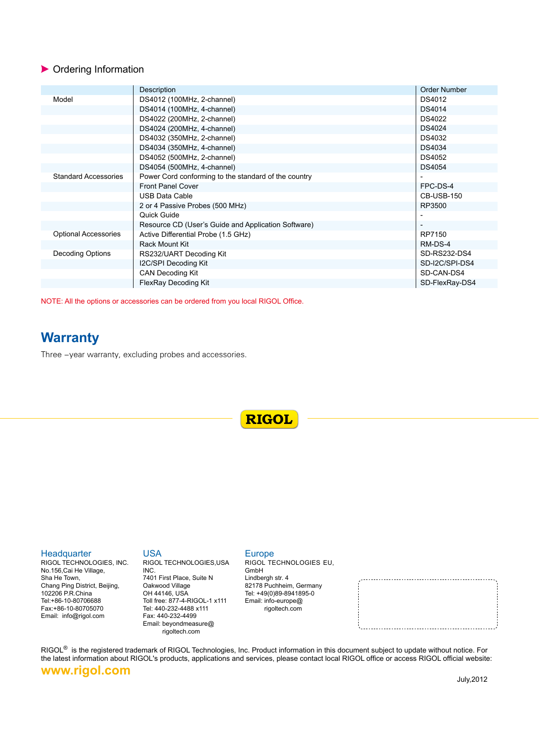## Ordering Information

| | Description | Order Number |
|---|---|---|
| Model | DS4012 (100MHz, 2-channel) | DS4012 |
| | DS4014 (100MHz, 4-channel) | DS4014 |
| | DS4022 (200MHz, 2-channel) | DS4022 |
| | DS4024 (200MHz, 4-channel) | DS4024 |
| | DS4032 (350MHz, 2-channel) | DS4032 |
| | DS4034 (350MHz, 4-channel) | DS4034 |
| | DS4052 (500MHz, 2-channel) | DS4052 |
| | DS4054 (500MHz, 4-channel) | DS4054 |
| Standard Accessories | Power Cord conforming to the standard of the country | - |
| | Front Panel Cover | FPC-DS-4 |
| | USB Data Cable | CB-USB-150 |
| | 2 or 4 Passive Probes (500 MHz) | RP3500 |
| | Quick Guide | - |
| | Resource CD (User's Guide and Application Software) | - |
| Optional Accessories | Active Differential Probe (1.5 GHz) | RP7150 |
| | Rack Mount Kit | RM-DS-4 |
| Decoding Options | RS232/UART Decoding Kit | SD-RS232-DS4 |
| | I2C/SPI Decoding Kit | SD-I2C/SPI-DS4 |
| | CAN Decoding Kit | SD-CAN-DS4 |
| | FlexRay Decoding Kit | SD-FlexRay-DS4 |

NOTE: All the options or accessories can be ordered from you local RIGOL Office.

# Warranty

Three –year warranty, excluding probes and accessories.

RIGOL

**Headquarter**
RIGOL TECHNOLOGIES, INC.
No.156,Cai He Village,
Sha He Town,
Chang Ping District, Beijing,
102206 P.R.China
Tel:+86-10-80706688
Fax:+86-10-80705070
Email: info@rigol.com

**USA**
RIGOL TECHNOLOGIES,USA INC.
7401 First Place, Suite N
Oakwood Village
OH 44146, USA
Toll free: 877-4-RIGOL-1 x111
Tel: 440-232-4488 x111
Fax: 440-232-4499
Email: beyondmeasure@rigoltech.com

**Europe**
RIGOL TECHNOLOGIES EU, GmbH
Lindbergh str. 4
82178 Puchheim, Germany
Tel: +49(0)89-8941895-0
Email: info-europe@rigoltech.com

RIGOL® is the registered trademark of RIGOL Technologies, Inc. Product information in this document subject to update without notice. For the latest information about RIGOL's products, applications and services, please contact local RIGOL office or access RIGOL official website:

**www.rigol.com**

July,2012